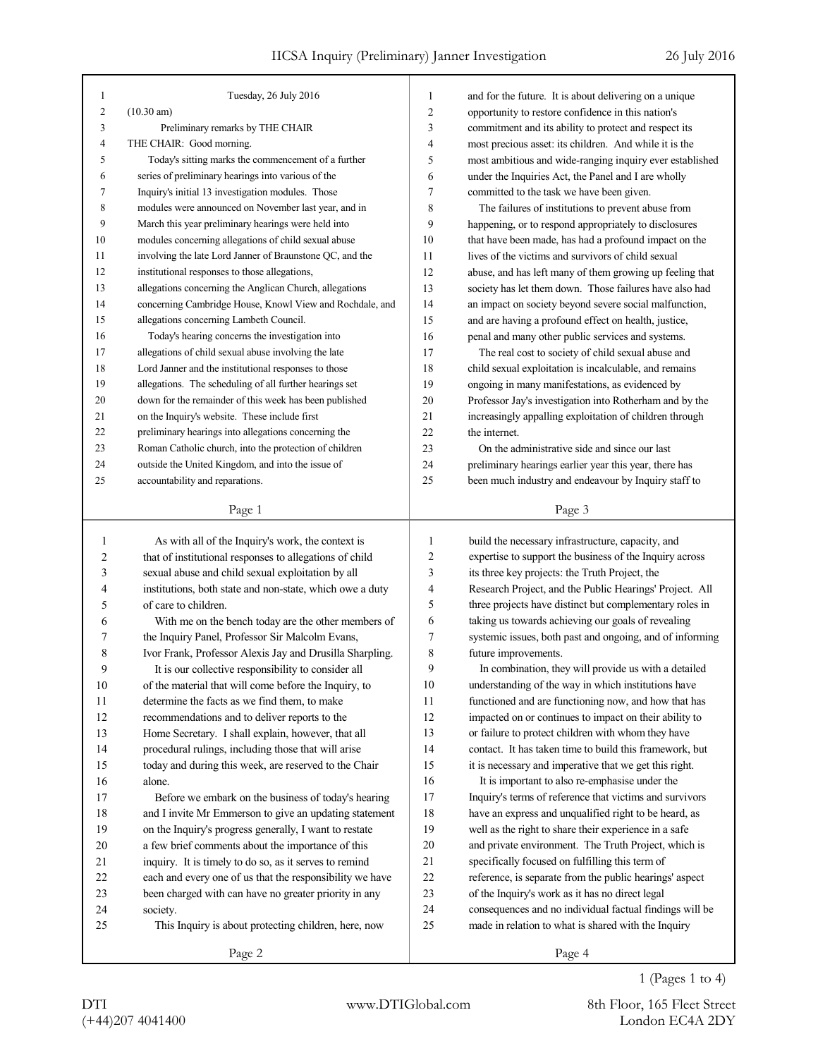Tuesday, 26 July 2016

(10.30 am)

Preliminary remarks by THE CHAIR

THE CHAIR: Good morning.

Today's sitting marks the commencement of a further series of preliminary hearings into various of the Inquiry's initial 13 investigation modules. Those modules were announced on November last year, and in March this year preliminary hearings were held into modules concerning allegations of child sexual abuse involving the late Lord Janner of Braunstone QC, and the institutional responses to those allegations, allegations concerning the Anglican Church, allegations concerning Cambridge House, Knowl View and Rochdale, and allegations concerning Lambeth Council.

Today's hearing concerns the investigation into allegations of child sexual abuse involving the late Lord Janner and the institutional responses to those allegations. The scheduling of all further hearings set down for the remainder of this week has been published on the Inquiry's website. These include first preliminary hearings into allegations concerning the Roman Catholic church, into the protection of children outside the United Kingdom, and into the issue of accountability and reparations.

As with all of the Inquiry's work, the context is that of institutional responses to allegations of child sexual abuse and child sexual exploitation by all institutions, both state and non-state, which owe a duty of care to children.

With me on the bench today are the other members of the Inquiry Panel, Professor Sir Malcolm Evans, Ivor Frank, Professor Alexis Jay and Drusilla Sharpling.

It is our collective responsibility to consider all of the material that will come before the Inquiry, to determine the facts as we find them, to make recommendations and to deliver reports to the Home Secretary. I shall explain, however, that all procedural rulings, including those that will arise today and during this week, are reserved to the Chair alone.

Before we embark on the business of today's hearing and I invite Mr Emmerson to give an updating statement on the Inquiry's progress generally, I want to restate a few brief comments about the importance of this inquiry. It is timely to do so, as it serves to remind each and every one of us that the responsibility we have been charged with can have no greater priority in any society.

This Inquiry is about protecting children, here, now and for the future. It is about delivering on a unique opportunity to restore confidence in this nation's commitment and its ability to protect and respect its most precious asset: its children. And while it is the most ambitious and wide-ranging inquiry ever established under the Inquiries Act, the Panel and I are wholly committed to the task we have been given.

The failures of institutions to prevent abuse from happening, or to respond appropriately to disclosures that have been made, has had a profound impact on the lives of the victims and survivors of child sexual abuse, and has left many of them growing up feeling that society has let them down. Those failures have also had an impact on society beyond severe social malfunction, and are having a profound effect on health, justice, penal and many other public services and systems.

The real cost to society of child sexual abuse and child sexual exploitation is incalculable, and remains ongoing in many manifestations, as evidenced by Professor Jay's investigation into Rotherham and by the increasingly appalling exploitation of children through the internet.

On the administrative side and since our last preliminary hearings earlier year this year, there has been much industry and endeavour by Inquiry staff to build the necessary infrastructure, capacity, and expertise to support the business of the Inquiry across its three key projects: the Truth Project, the Research Project, and the Public Hearings' Project. All three projects have distinct but complementary roles in taking us towards achieving our goals of revealing systemic issues, both past and ongoing, and of informing future improvements.

In combination, they will provide us with a detailed understanding of the way in which institutions have functioned and are functioning now, and how that has impacted on or continues to impact on their ability to or failure to protect children with whom they have contact. It has taken time to build this framework, but it is necessary and imperative that we get this right.

It is important to also re-emphasise under the Inquiry's terms of reference that victims and survivors have an express and unqualified right to be heard, as well as the right to share their experience in a safe and private environment. The Truth Project, which is specifically focused on fulfilling this term of reference, is separate from the public hearings' aspect of the Inquiry's work as it has no direct legal consequences and no individual factual findings will be made in relation to what is shared with the Inquiry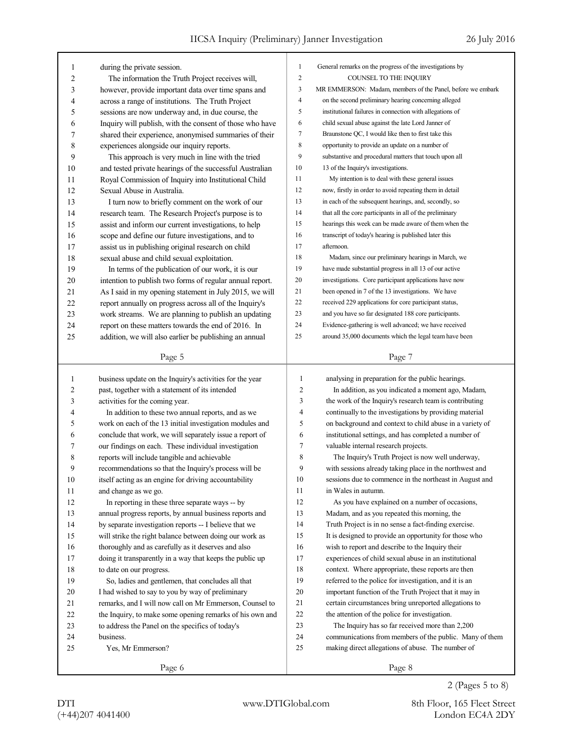during the private session.

The information the Truth Project receives will, however, provide important data over time spans and across a range of institutions. The Truth Project sessions are now underway and, in due course, the Inquiry will publish, with the consent of those who have shared their experience, anonymised summaries of their experiences alongside our inquiry reports.

This approach is very much in line with the tried and tested private hearings of the successful Australian Royal Commission of Inquiry into Institutional Child Sexual Abuse in Australia.

I turn now to briefly comment on the work of our research team. The Research Project's purpose is to assist and inform our current investigations, to help scope and define our future investigations, and to assist us in publishing original research on child sexual abuse and child sexual exploitation.

In terms of the publication of our work, it is our intention to publish two forms of regular annual report. As I said in my opening statement in July 2015, we will report annually on progress across all of the Inquiry's work streams. We are planning to publish an updating report on these matters towards the end of 2016. In addition, we will also earlier be publishing an annual business update on the Inquiry's activities for the year past, together with a statement of its intended activities for the coming year.

In addition to these two annual reports, and as we work on each of the 13 initial investigation modules and conclude that work, we will separately issue a report of our findings on each. These individual investigation reports will include tangible and achievable recommendations so that the Inquiry's process will be itself acting as an engine for driving accountability and change as we go.

In reporting in these three separate ways -- by annual progress reports, by annual business reports and by separate investigation reports -- I believe that we will strike the right balance between doing our work as thoroughly and as carefully as it deserves and also doing it transparently in a way that keeps the public up to date on our progress.

So, ladies and gentlemen, that concludes all that I had wished to say to you by way of preliminary remarks, and I will now call on Mr Emmerson, Counsel to the Inquiry, to make some opening remarks of his own and to address the Panel on the specifics of today's business.

Yes, Mr Emmerson?

General remarks on the progress of the investigations by

COUNSEL TO THE INQUIRY

MR EMMERSON: Madam, members of the Panel, before we embark on the second preliminary hearing concerning alleged institutional failures in connection with allegations of child sexual abuse against the late Lord Janner of Braunstone QC, I would like then to first take this opportunity to provide an update on a number of substantive and procedural matters that touch upon all 13 of the Inquiry's investigations.

My intention is to deal with these general issues now, firstly in order to avoid repeating them in detail in each of the subsequent hearings, and, secondly, so that all the core participants in all of the preliminary hearings this week can be made aware of them when the transcript of today's hearing is published later this afternoon.

Madam, since our preliminary hearings in March, we have made substantial progress in all 13 of our active investigations. Core participant applications have now been opened in 7 of the 13 investigations. We have received 229 applications for core participant status, and you have so far designated 188 core participants. Evidence-gathering is well advanced; we have received around 35,000 documents which the legal team have been analysing in preparation for the public hearings.

In addition, as you indicated a moment ago, Madam, the work of the Inquiry's research team is contributing continually to the investigations by providing material on background and context to child abuse in a variety of institutional settings, and has completed a number of valuable internal research projects.

The Inquiry's Truth Project is now well underway, with sessions already taking place in the northwest and sessions due to commence in the northeast in August and in Wales in autumn.

As you have explained on a number of occasions, Madam, and as you repeated this morning, the Truth Project is in no sense a fact-finding exercise. It is designed to provide an opportunity for those who wish to report and describe to the Inquiry their experiences of child sexual abuse in an institutional context. Where appropriate, these reports are then referred to the police for investigation, and it is an important function of the Truth Project that it may in certain circumstances bring unreported allegations to the attention of the police for investigation.

The Inquiry has so far received more than 2,200 communications from members of the public. Many of them making direct allegations of abuse. The number of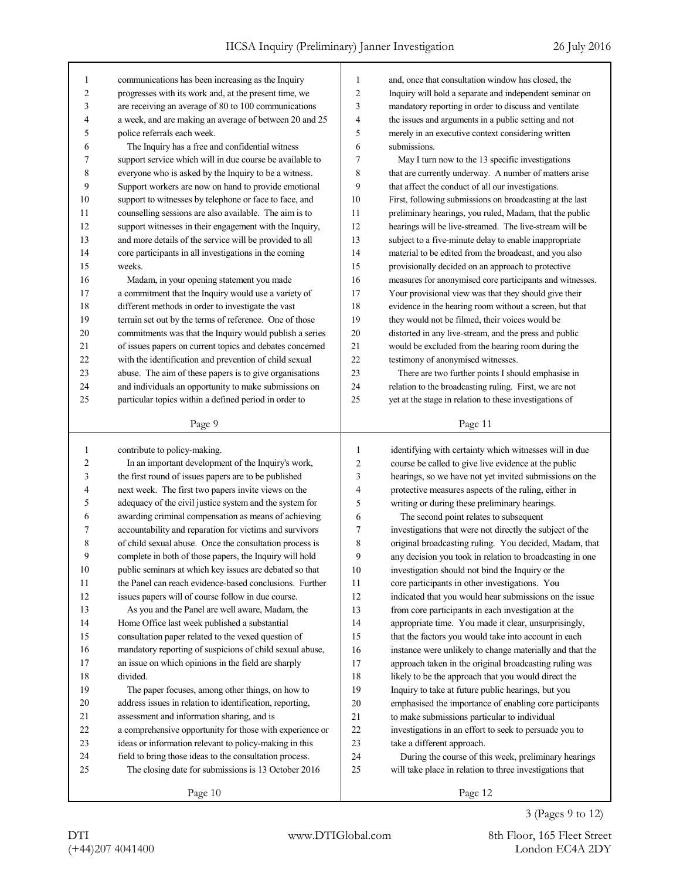communications has been increasing as the Inquiry progresses with its work and, at the present time, we are receiving an average of 80 to 100 communications a week, and are making an average of between 20 and 25 police referrals each week.

The Inquiry has a free and confidential witness support service which will in due course be available to everyone who is asked by the Inquiry to be a witness. Support workers are now on hand to provide emotional support to witnesses by telephone or face to face, and counselling sessions are also available. The aim is to support witnesses in their engagement with the Inquiry, and more details of the service will be provided to all core participants in all investigations in the coming weeks.

Madam, in your opening statement you made a commitment that the Inquiry would use a variety of different methods in order to investigate the vast terrain set out by the terms of reference. One of those commitments was that the Inquiry would publish a series of issues papers on current topics and debates concerned with the identification and prevention of child sexual abuse. The aim of these papers is to give organisations and individuals an opportunity to make submissions on particular topics within a defined period in order to contribute to policy-making.

In an important development of the Inquiry's work, the first round of issues papers are to be published next week. The first two papers invite views on the adequacy of the civil justice system and the system for awarding criminal compensation as means of achieving accountability and reparation for victims and survivors of child sexual abuse. Once the consultation process is complete in both of those papers, the Inquiry will hold public seminars at which key issues are debated so that the Panel can reach evidence-based conclusions. Further issues papers will of course follow in due course.

As you and the Panel are well aware, Madam, the Home Office last week published a substantial consultation paper related to the vexed question of mandatory reporting of suspicions of child sexual abuse, an issue on which opinions in the field are sharply divided.

The paper focuses, among other things, on how to address issues in relation to identification, reporting, assessment and information sharing, and is a comprehensive opportunity for those with experience or ideas or information relevant to policy-making in this field to bring those ideas to the consultation process.

The closing date for submissions is 13 October 2016 and, once that consultation window has closed, the Inquiry will hold a separate and independent seminar on mandatory reporting in order to discuss and ventilate the issues and arguments in a public setting and not merely in an executive context considering written submissions.

May I turn now to the 13 specific investigations that are currently underway. A number of matters arise that affect the conduct of all our investigations. First, following submissions on broadcasting at the last preliminary hearings, you ruled, Madam, that the public hearings will be live-streamed. The live-stream will be subject to a five-minute delay to enable inappropriate material to be edited from the broadcast, and you also provisionally decided on an approach to protective measures for anonymised core participants and witnesses. Your provisional view was that they should give their evidence in the hearing room without a screen, but that they would not be filmed, their voices would be distorted in any live-stream, and the press and public would be excluded from the hearing room during the testimony of anonymised witnesses.

There are two further points I should emphasise in relation to the broadcasting ruling. First, we are not yet at the stage in relation to these investigations of identifying with certainty which witnesses will in due course be called to give live evidence at the public hearings, so we have not yet invited submissions on the protective measures aspects of the ruling, either in writing or during these preliminary hearings.

The second point relates to subsequent investigations that were not directly the subject of the original broadcasting ruling. You decided, Madam, that any decision you took in relation to broadcasting in one investigation should not bind the Inquiry or the core participants in other investigations. You indicated that you would hear submissions on the issue from core participants in each investigation at the appropriate time. You made it clear, unsurprisingly, that the factors you would take into account in each instance were unlikely to change materially and that the approach taken in the original broadcasting ruling was likely to be the approach that you would direct the Inquiry to take at future public hearings, but you emphasised the importance of enabling core participants to make submissions particular to individual investigations in an effort to seek to persuade you to take a different approach.

During the course of this week, preliminary hearings will take place in relation to three investigations that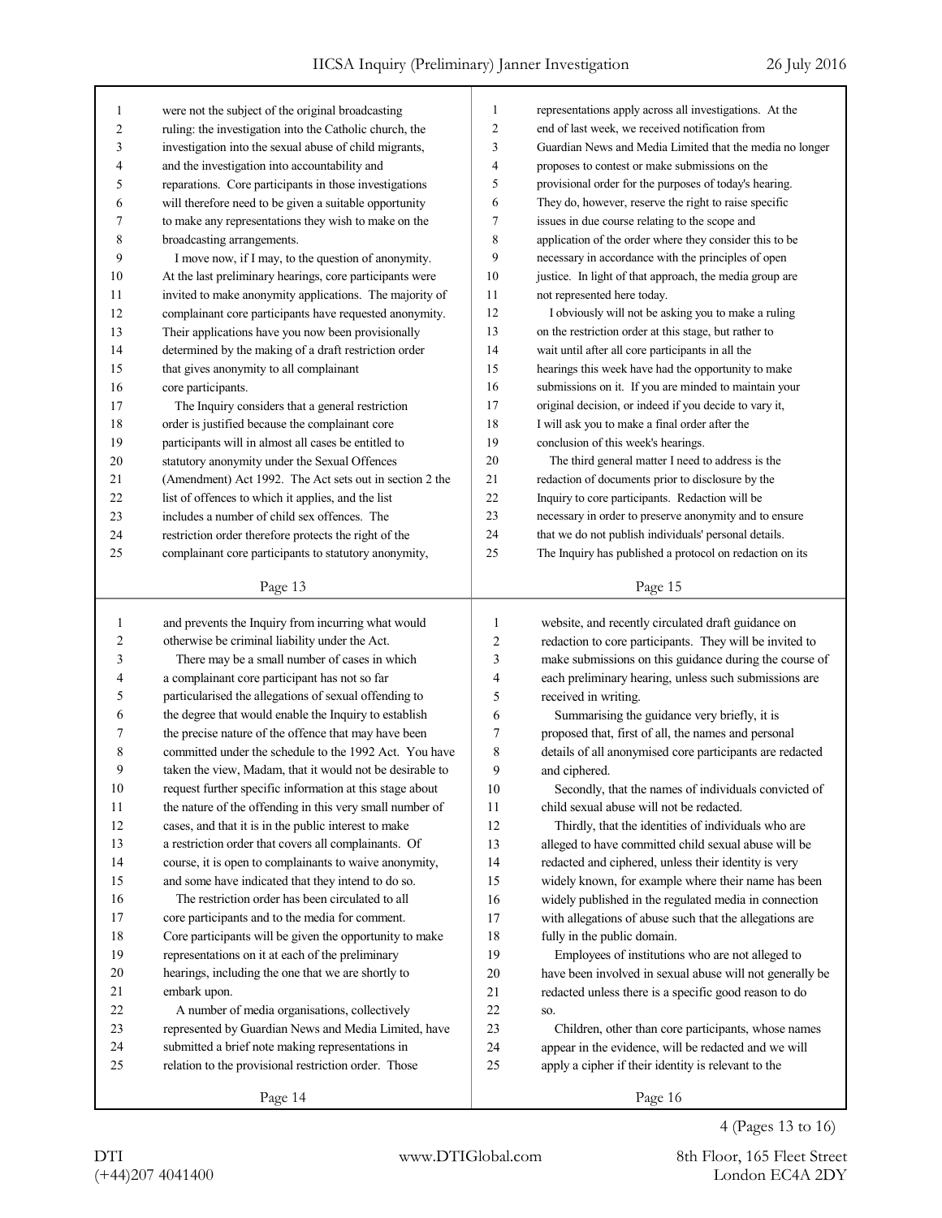were not the subject of the original broadcasting ruling: the investigation into the Catholic church, the investigation into the sexual abuse of child migrants, and the investigation into accountability and reparations. Core participants in those investigations will therefore need to be given a suitable opportunity to make any representations they wish to make on the broadcasting arrangements.

I move now, if I may, to the question of anonymity. At the last preliminary hearings, core participants were invited to make anonymity applications. The majority of complainant core participants have requested anonymity. Their applications have you now been provisionally determined by the making of a draft restriction order that gives anonymity to all complainant core participants.

The Inquiry considers that a general restriction order is justified because the complainant core participants will in almost all cases be entitled to statutory anonymity under the Sexual Offences (Amendment) Act 1992. The Act sets out in section 2 the list of offences to which it applies, and the list includes a number of child sex offences. The restriction order therefore protects the right of the complainant core participants to statutory anonymity, and prevents the Inquiry from incurring what would otherwise be criminal liability under the Act.

There may be a small number of cases in which a complainant core participant has not so far particularised the allegations of sexual offending to the degree that would enable the Inquiry to establish the precise nature of the offence that may have been committed under the schedule to the 1992 Act. You have taken the view, Madam, that it would not be desirable to request further specific information at this stage about the nature of the offending in this very small number of cases, and that it is in the public interest to make a restriction order that covers all complainants. Of course, it is open to complainants to waive anonymity, and some have indicated that they intend to do so.

The restriction order has been circulated to all core participants and to the media for comment. Core participants will be given the opportunity to make representations on it at each of the preliminary hearings, including the one that we are shortly to embark upon.

A number of media organisations, collectively represented by Guardian News and Media Limited, have submitted a brief note making representations in relation to the provisional restriction order. Those representations apply across all investigations. At the end of last week, we received notification from Guardian News and Media Limited that the media no longer proposes to contest or make submissions on the provisional order for the purposes of today's hearing. They do, however, reserve the right to raise specific issues in due course relating to the scope and application of the order where they consider this to be necessary in accordance with the principles of open justice. In light of that approach, the media group are not represented here today.

I obviously will not be asking you to make a ruling on the restriction order at this stage, but rather to wait until after all core participants in all the hearings this week have had the opportunity to make submissions on it. If you are minded to maintain your original decision, or indeed if you decide to vary it, I will ask you to make a final order after the conclusion of this week's hearings.

The third general matter I need to address is the redaction of documents prior to disclosure by the Inquiry to core participants. Redaction will be necessary in order to preserve anonymity and to ensure that we do not publish individuals' personal details. The Inquiry has published a protocol on redaction on its website, and recently circulated draft guidance on redaction to core participants. They will be invited to make submissions on this guidance during the course of each preliminary hearing, unless such submissions are received in writing.

Summarising the guidance very briefly, it is proposed that, first of all, the names and personal details of all anonymised core participants are redacted and ciphered.

Secondly, that the names of individuals convicted of child sexual abuse will not be redacted.

Thirdly, that the identities of individuals who are alleged to have committed child sexual abuse will be redacted and ciphered, unless their identity is very widely known, for example where their name has been widely published in the regulated media in connection with allegations of abuse such that the allegations are fully in the public domain.

Employees of institutions who are not alleged to have been involved in sexual abuse will not generally be redacted unless there is a specific good reason to do so.

Children, other than core participants, whose names appear in the evidence, will be redacted and we will apply a cipher if their identity is relevant to the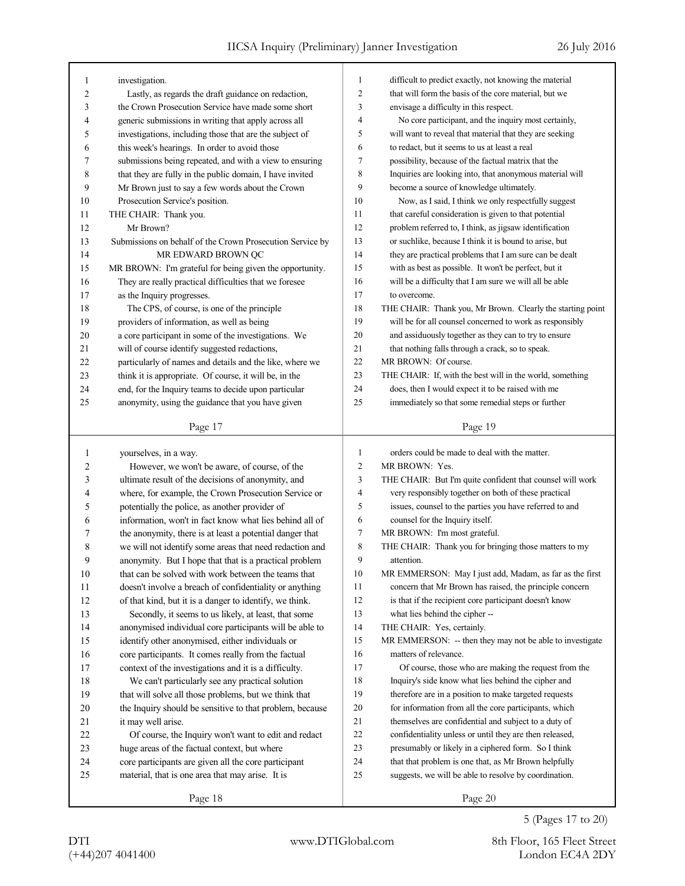investigation.

Lastly, as regards the draft guidance on redaction, the Crown Prosecution Service have made some short generic submissions in writing that apply across all investigations, including those that are the subject of this week's hearings. In order to avoid those submissions being repeated, and with a view to ensuring that they are fully in the public domain, I have invited Mr Brown just to say a few words about the Crown Prosecution Service's position.

THE CHAIR: Thank you.

Mr Brown?

Submissions on behalf of the Crown Prosecution Service by MR EDWARD BROWN QC

MR BROWN: I'm grateful for being given the opportunity. They are really practical difficulties that we foresee as the Inquiry progresses.

The CPS, of course, is one of the principle providers of information, as well as being a core participant in some of the investigations. We will of course identify suggested redactions, particularly of names and details and the like, where we think it is appropriate. Of course, it will be, in the end, for the Inquiry teams to decide upon particular anonymity, using the guidance that you have given yourselves, in a way.

However, we won't be aware, of course, of the ultimate result of the decisions of anonymity, and where, for example, the Crown Prosecution Service or potentially the police, as another provider of information, won't in fact know what lies behind all of the anonymity, there is at least a potential danger that we will not identify some areas that need redaction and anonymity. But I hope that that is a practical problem that can be solved with work between the teams that doesn't involve a breach of confidentiality or anything of that kind, but it is a danger to identify, we think.

Secondly, it seems to us likely, at least, that some anonymised individual core participants will be able to identify other anonymised, either individuals or core participants. It comes really from the factual context of the investigations and it is a difficulty.

We can't particularly see any practical solution that will solve all those problems, but we think that the Inquiry should be sensitive to that problem, because it may well arise.

Of course, the Inquiry won't want to edit and redact huge areas of the factual context, but where core participants are given all the core participant material, that is one area that may arise. It is difficult to predict exactly, not knowing the material that will form the basis of the core material, but we envisage a difficulty in this respect.

No core participant, and the inquiry most certainly, will want to reveal that material that they are seeking to redact, but it seems to us at least a real possibility, because of the factual matrix that the Inquiries are looking into, that anonymous material will become a source of knowledge ultimately.

Now, as I said, I think we only respectfully suggest that careful consideration is given to that potential problem referred to, I think, as jigsaw identification or suchlike, because I think it is bound to arise, but they are practical problems that I am sure can be dealt with as best as possible. It won't be perfect, but it will be a difficulty that I am sure we will all be able to overcome.

THE CHAIR: Thank you, Mr Brown. Clearly the starting point will be for all counsel concerned to work as responsibly and assiduously together as they can to try to ensure that nothing falls through a crack, so to speak.

MR BROWN: Of course.

THE CHAIR: If, with the best will in the world, something does, then I would expect it to be raised with me immediately so that some remedial steps or further orders could be made to deal with the matter.

MR BROWN: Yes.

THE CHAIR: But I'm quite confident that counsel will work very responsibly together on both of these practical issues, counsel to the parties you have referred to and counsel for the Inquiry itself.

MR BROWN: I'm most grateful.

THE CHAIR: Thank you for bringing those matters to my attention.

MR EMMERSON: May I just add, Madam, as far as the first concern that Mr Brown has raised, the principle concern is that if the recipient core participant doesn't know what lies behind the cipher --

THE CHAIR: Yes, certainly.

MR EMMERSON: -- then they may not be able to investigate matters of relevance.

Of course, those who are making the request from the Inquiry's side know what lies behind the cipher and therefore are in a position to make targeted requests for information from all the core participants, which themselves are confidential and subject to a duty of confidentiality unless or until they are then released, presumably or likely in a ciphered form. So I think that that problem is one that, as Mr Brown helpfully suggests, we will be able to resolve by coordination.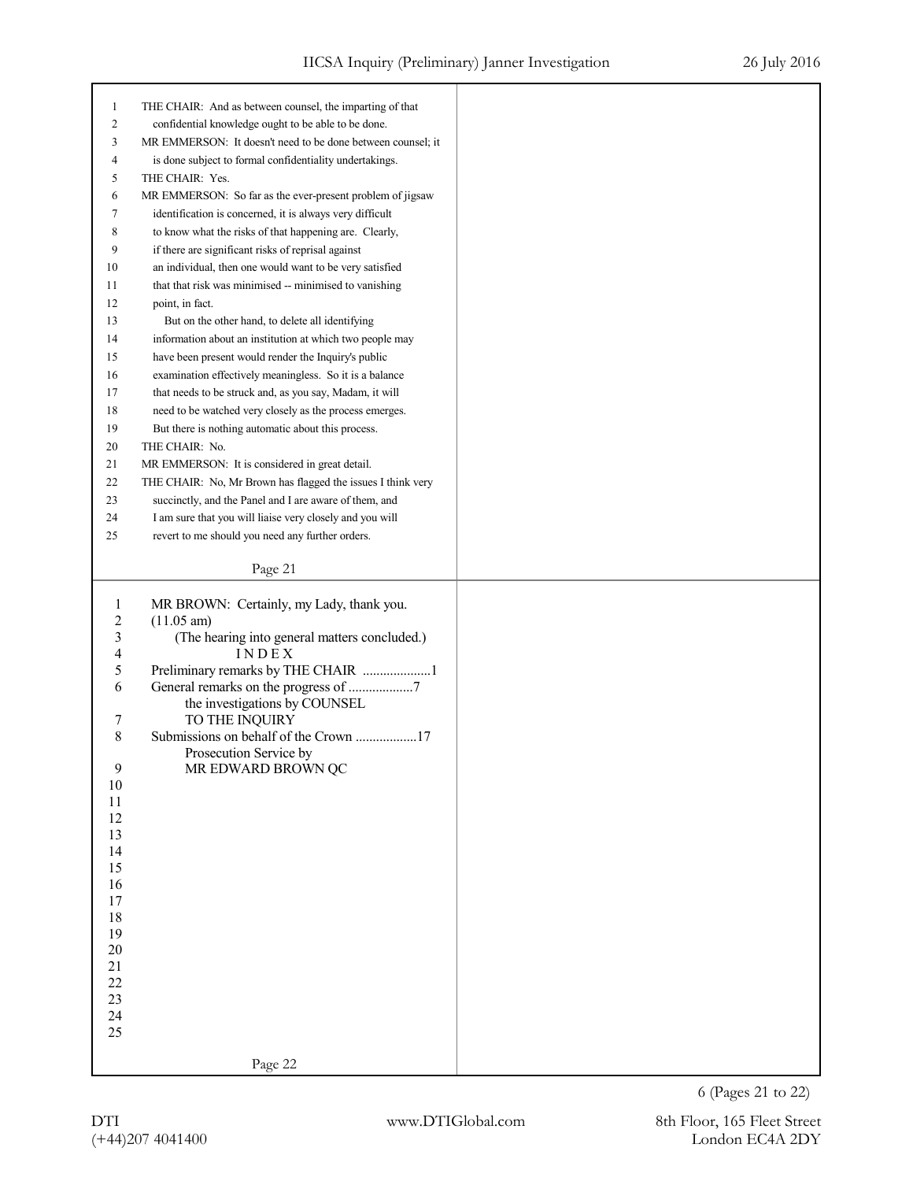THE CHAIR: And as between counsel, the imparting of that confidential knowledge ought to be able to be done.

MR EMMERSON: It doesn't need to be done between counsel; it is done subject to formal confidentiality undertakings.

THE CHAIR: Yes.

MR EMMERSON: So far as the ever-present problem of jigsaw identification is concerned, it is always very difficult to know what the risks of that happening are. Clearly, if there are significant risks of reprisal against an individual, then one would want to be very satisfied that that risk was minimised -- minimised to vanishing point, in fact.

But on the other hand, to delete all identifying information about an institution at which two people may have been present would render the Inquiry's public examination effectively meaningless. So it is a balance that needs to be struck and, as you say, Madam, it will need to be watched very closely as the process emerges. But there is nothing automatic about this process.

THE CHAIR: No.

MR EMMERSON: It is considered in great detail.

THE CHAIR: No, Mr Brown has flagged the issues I think very succinctly, and the Panel and I are aware of them, and I am sure that you will liaise very closely and you will revert to me should you need any further orders.

MR BROWN: Certainly, my Lady, thank you.

(11.05 am)

(The hearing into general matters concluded.)

INDEX

Preliminary remarks by THE CHAIR ....................1

General remarks on the progress of ...................7
the investigations by COUNSEL
TO THE INQUIRY

Submissions on behalf of the Crown ..................17
Prosecution Service by
MR EDWARD BROWN QC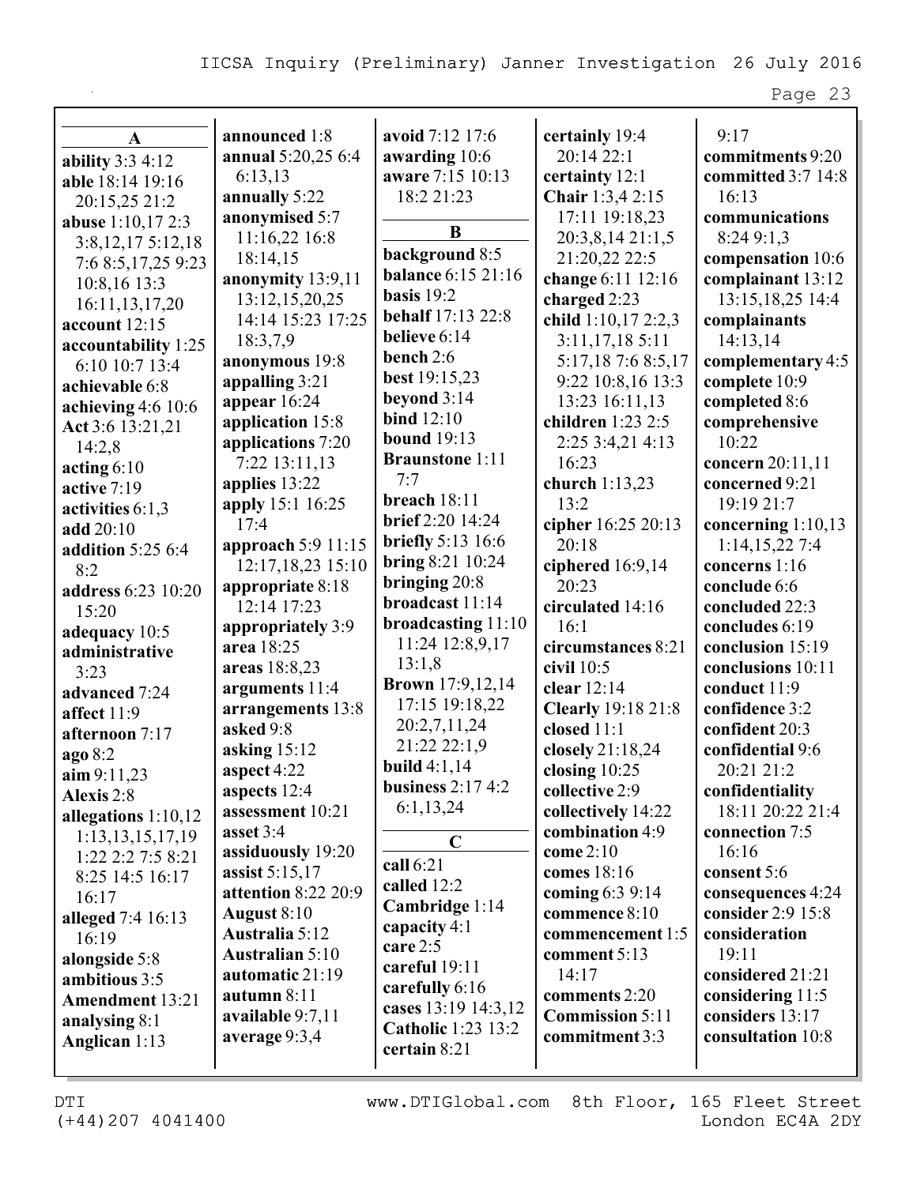**A**

**ability** 3:3 4:12
**able** 18:14 19:16 20:15,25 21:2
**abuse** 1:10,17 2:3 3:8,12,17 5:12,18 7:6 8:5,17,25 9:23 10:8,16 13:3 16:11,13,17,20
**account** 12:15
**accountability** 1:25 6:10 10:7 13:4
**achievable** 6:8
**achieving** 4:6 10:6
**Act** 3:6 13:21,21 14:2,8
**acting** 6:10
**active** 7:19
**activities** 6:1,3
**add** 20:10
**addition** 5:25 6:4 8:2
**address** 6:23 10:20 15:20
**adequacy** 10:5
**administrative** 3:23
**advanced** 7:24
**affect** 11:9
**afternoon** 7:17
**ago** 8:2
**aim** 9:11,23
**Alexis** 2:8
**allegations** 1:10,12 1:13,13,15,17,19 1:22 2:2 7:5 8:21 8:25 14:5 16:17 16:17
**alleged** 7:4 16:13 16:19
**alongside** 5:8
**ambitious** 3:5
**Amendment** 13:21
**analysing** 8:1
**Anglican** 1:13
**announced** 1:8
**annual** 5:20,25 6:4 6:13,13
**annually** 5:22
**anonymised** 5:7 11:16,22 16:8 18:14,15
**anonymity** 13:9,11 13:12,15,20,25 14:14 15:23 17:25 18:3,7,9
**anonymous** 19:8
**appalling** 3:21
**appear** 16:24
**application** 15:8
**applications** 7:20 7:22 13:11,13
**applies** 13:22
**apply** 15:1 16:25 17:4
**approach** 5:9 11:15 12:17,18,23 15:10
**appropriate** 8:18 12:14 17:23
**appropriately** 3:9
**area** 18:25
**areas** 18:8,23
**arguments** 11:4
**arrangements** 13:8
**asked** 9:8
**asking** 15:12
**aspect** 4:22
**aspects** 12:4
**assessment** 10:21
**asset** 3:4
**assiduously** 19:20
**assist** 5:15,17
**attention** 8:22 20:9
**August** 8:10
**Australia** 5:12
**Australian** 5:10
**automatic** 21:19
**autumn** 8:11
**available** 9:7,11
**average** 9:3,4
**avoid** 7:12 17:6
**awarding** 10:6
**aware** 7:15 10:13 18:2 21:23

**B**

**background** 8:5
**balance** 6:15 21:16
**basis** 19:2
**behalf** 17:13 22:8
**believe** 6:14
**bench** 2:6
**best** 19:15,23
**beyond** 3:14
**bind** 12:10
**bound** 19:13
**Braunstone** 1:11 7:7
**breach** 18:11
**brief** 2:20 14:24
**briefly** 5:13 16:6
**bring** 8:21 10:24
**bringing** 20:8
**broadcast** 11:14
**broadcasting** 11:10 11:24 12:8,9,17 13:1,8
**Brown** 17:9,12,14 17:15 19:18,22 20:2,7,11,24 21:22 22:1,9
**build** 4:1,14
**business** 2:17 4:2 6:1,13,24

**C**

**call** 6:21
**called** 12:2
**Cambridge** 1:14
**capacity** 4:1
**care** 2:5
**careful** 19:11
**carefully** 6:16
**cases** 13:19 14:3,12
**Catholic** 1:23 13:2
**certain** 8:21
**certainly** 19:4 20:14 22:1
**certainty** 12:1
**Chair** 1:3,4 2:15 17:11 19:18,23 20:3,8,14 21:1,5 21:20,22 22:5
**change** 6:11 12:16
**charged** 2:23
**child** 1:10,17 2:2,3 3:11,17,18 5:11 5:17,18 7:6 8:5,17 9:22 10:8,16 13:3 13:23 16:11,13
**children** 1:23 2:5 2:25 3:4,21 4:13 16:23
**church** 1:13,23 13:2
**cipher** 16:25 20:13 20:18
**ciphered** 16:9,14 20:23
**circulated** 14:16 16:1
**circumstances** 8:21
**civil** 10:5
**clear** 12:14
**Clearly** 19:18 21:8
**closed** 11:1
**closely** 21:18,24
**closing** 10:25
**collective** 2:9
**collectively** 14:22
**combination** 4:9
**come** 2:10
**comes** 18:16
**coming** 6:3 9:14
**commence** 8:10
**commencement** 1:5
**comment** 5:13 14:17
**comments** 2:20
**Commission** 5:11
**commitment** 3:3 9:17
**commitments** 9:20
**committed** 3:7 14:8 16:13
**communications** 8:24 9:1,3
**compensation** 10:6
**complainant** 13:12 13:15,18,25 14:4
**complainants** 14:13,14
**complementary** 4:5
**complete** 10:9
**completed** 8:6
**comprehensive** 10:22
**concern** 20:11,11
**concerned** 9:21 19:19 21:7
**concerning** 1:10,13 1:14,15,22 7:4
**concerns** 1:16
**conclude** 6:6
**concluded** 22:3
**concludes** 6:19
**conclusion** 15:19
**conclusions** 10:11
**conduct** 11:9
**confidence** 3:2
**confident** 20:3
**confidential** 9:6 20:21 21:2
**confidentiality** 18:11 20:22 21:4
**connection** 7:5 16:16
**consent** 5:6
**consequences** 4:24
**consider** 2:9 15:8
**consideration** 19:11
**considered** 21:21
**considering** 11:5
**considers** 13:17
**consultation** 10:8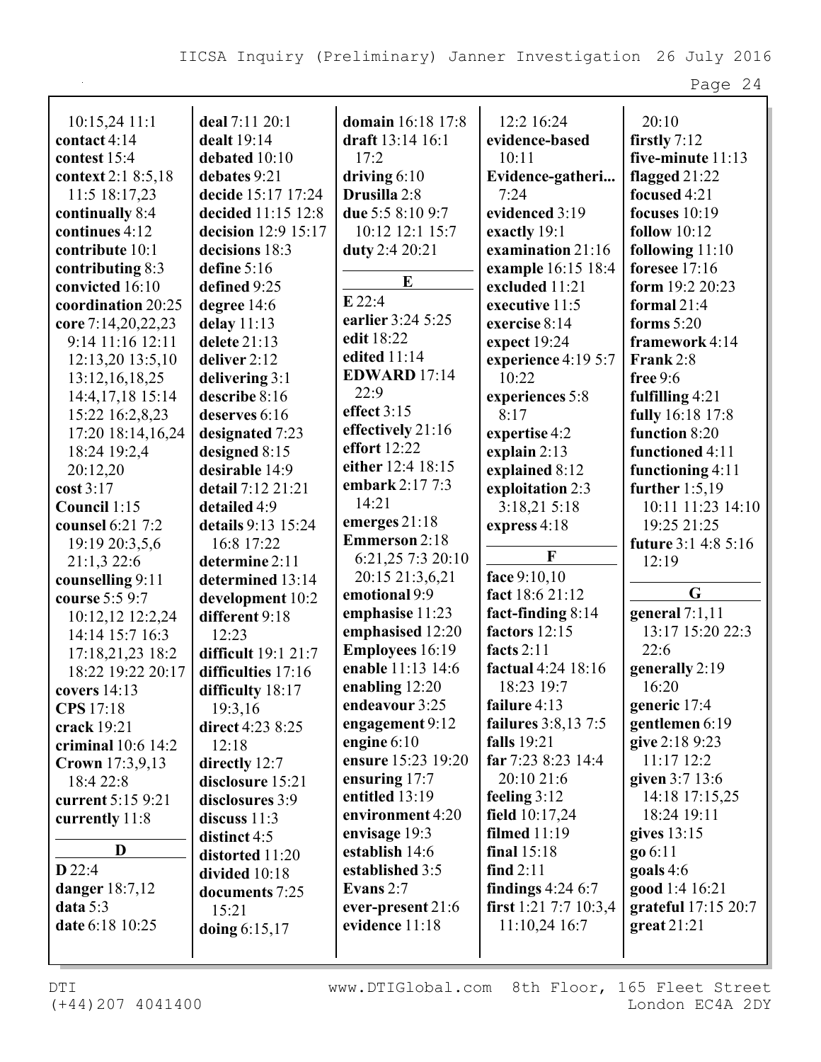10:15,24 11:1
**contact** 4:14
**contest** 15:4
**context** 2:1 8:5,18
11:5 18:17,23
**continually** 8:4
**continues** 4:12
**contribute** 10:1
**contributing** 8:3
**convicted** 16:10
**coordination** 20:25
**core** 7:14,20,22,23
9:14 11:16 12:11
12:13,20 13:5,10
13:12,16,18,25
14:4,17,18 15:14
15:22 16:2,8,23
17:20 18:14,16,24
18:24 19:2,4
20:12,20
**cost** 3:17
**Council** 1:15
**counsel** 6:21 7:2
19:19 20:3,5,6
21:1,3 22:6
**counselling** 9:11
**course** 5:5 9:7
10:12,12 12:2,24
14:14 15:7 16:3
17:18,21,23 18:2
18:22 19:22 20:17
**covers** 14:13
**CPS** 17:18
**crack** 19:21
**criminal** 10:6 14:2
**Crown** 17:3,9,13
18:4 22:8
**current** 5:15 9:21
**currently** 11:8

**D**

**D** 22:4
**danger** 18:7,12
**data** 5:3
**date** 6:18 10:25
**deal** 7:11 20:1
**dealt** 19:14
**debated** 10:10
**debates** 9:21
**decide** 15:17 17:24
**decided** 11:15 12:8
**decision** 12:9 15:17
**decisions** 18:3
**define** 5:16
**defined** 9:25
**degree** 14:6
**delay** 11:13
**delete** 21:13
**deliver** 2:12
**delivering** 3:1
**describe** 8:16
**deserves** 6:16
**designated** 7:23
**designed** 8:15
**desirable** 14:9
**detail** 7:12 21:21
**detailed** 4:9
**details** 9:13 15:24
16:8 17:22
**determine** 2:11
**determined** 13:14
**development** 10:2
**different** 9:18
12:23
**difficult** 19:1 21:7
**difficulties** 17:16
**difficulty** 18:17
19:3,16
**direct** 4:23 8:25
12:18
**directly** 12:7
**disclosure** 15:21
**disclosures** 3:9
**discuss** 11:3
**distinct** 4:5
**distorted** 11:20
**divided** 10:18
**documents** 7:25
15:21
**doing** 6:15,17
**domain** 16:18 17:8
**draft** 13:14 16:1
17:2
**driving** 6:10
**Drusilla** 2:8
**due** 5:5 8:10 9:7
10:12 12:1 15:7
**duty** 2:4 20:21

**E**

**E** 22:4
**earlier** 3:24 5:25
**edit** 18:22
**edited** 11:14
**EDWARD** 17:14
22:9
**effect** 3:15
**effectively** 21:16
**effort** 12:22
**either** 12:4 18:15
**embark** 2:17 7:3
14:21
**emerges** 21:18
**Emmerson** 2:18
6:21,25 7:3 20:10
20:15 21:3,6,21
**emotional** 9:9
**emphasise** 11:23
**emphasised** 12:20
**Employees** 16:19
**enable** 11:13 14:6
**enabling** 12:20
**endeavour** 3:25
**engagement** 9:12
**engine** 6:10
**ensure** 15:23 19:20
**ensuring** 17:7
**entitled** 13:19
**environment** 4:20
**envisage** 19:3
**establish** 14:6
**established** 3:5
**Evans** 2:7
**ever-present** 21:6
**evidence** 11:18
12:2 16:24
**evidence-based**
10:11
**Evidence-gatheri...**
7:24
**evidenced** 3:19
**exactly** 19:1
**examination** 21:16
**example** 16:15 18:4
**excluded** 11:21
**executive** 11:5
**exercise** 8:14
**expect** 19:24
**experience** 4:19 5:7
10:22
**experiences** 5:8
8:17
**expertise** 4:2
**explain** 2:13
**explained** 8:12
**exploitation** 2:3
3:18,21 5:18
**express** 4:18

**F**

**face** 9:10,10
**fact** 18:6 21:12
**fact-finding** 8:14
**factors** 12:15
**facts** 2:11
**factual** 4:24 18:16
18:23 19:7
**failure** 4:13
**failures** 3:8,13 7:5
**falls** 19:21
**far** 7:23 8:23 14:4
20:10 21:6
**feeling** 3:12
**field** 10:17,24
**filmed** 11:19
**final** 15:18
**find** 2:11
**findings** 4:24 6:7
**first** 1:21 7:7 10:3,4
11:10,24 16:7
20:10
**firstly** 7:12
**five-minute** 11:13
**flagged** 21:22
**focused** 4:21
**focuses** 10:19
**follow** 10:12
**following** 11:10
**foresee** 17:16
**form** 19:2 20:23
**formal** 21:4
**forms** 5:20
**framework** 4:14
**Frank** 2:8
**free** 9:6
**fulfilling** 4:21
**fully** 16:18 17:8
**function** 8:20
**functioned** 4:11
**functioning** 4:11
**further** 1:5,19
10:11 11:23 14:10
19:25 21:25
**future** 3:1 4:8 5:16
12:19

**G**

**general** 7:1,11
13:17 15:20 22:3
22:6
**generally** 2:19
16:20
**generic** 17:4
**gentlemen** 6:19
**give** 2:18 9:23
11:17 12:2
**given** 3:7 13:6
14:18 17:15,25
18:24 19:11
**gives** 13:15
**go** 6:11
**goals** 4:6
**good** 1:4 16:21
**grateful** 17:15 20:7
**great** 21:21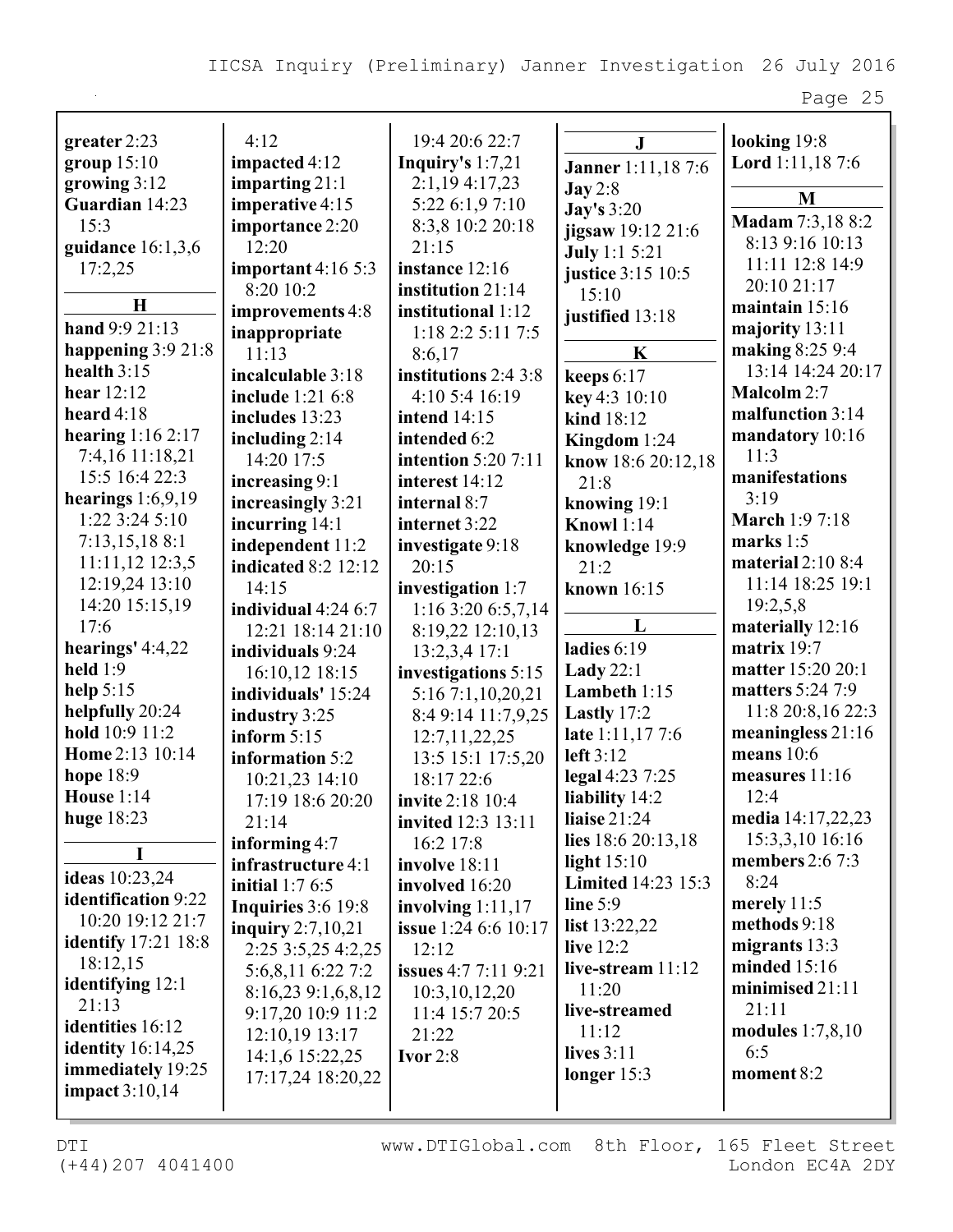**greater** 2:23
**group** 15:10
**growing** 3:12
**Guardian** 14:23 15:3
**guidance** 16:1,3,6 17:2,25

**H**

**hand** 9:9 21:13
**happening** 3:9 21:8
**health** 3:15
**hear** 12:12
**heard** 4:18
**hearing** 1:16 2:17 7:4,16 11:18,21 15:5 16:4 22:3
**hearings** 1:6,9,19 1:22 3:24 5:10 7:13,15,18 8:1 11:11,12 12:3,5 12:19,24 13:10 14:20 15:15,19 17:6
**hearings'** 4:4,22
**held** 1:9
**help** 5:15
**helpfully** 20:24
**hold** 10:9 11:2
**Home** 2:13 10:14
**hope** 18:9
**House** 1:14
**huge** 18:23

**I**

**ideas** 10:23,24
**identification** 9:22 10:20 19:12 21:7
**identify** 17:21 18:8 18:12,15
**identifying** 12:1 21:13
**identities** 16:12
**identity** 16:14,25
**immediately** 19:25
**impact** 3:10,14 4:12
**impacted** 4:12
**imparting** 21:1
**imperative** 4:15
**importance** 2:20 12:20
**important** 4:16 5:3 8:20 10:2
**improvements** 4:8
**inappropriate** 11:13
**incalculable** 3:18
**include** 1:21 6:8
**includes** 13:23
**including** 2:14 14:20 17:5
**increasing** 9:1
**increasingly** 3:21
**incurring** 14:1
**independent** 11:2
**indicated** 8:2 12:12 14:15
**individual** 4:24 6:7 12:21 18:14 21:10
**individuals** 9:24 16:10,12 18:15
**individuals'** 15:24
**industry** 3:25
**inform** 5:15
**information** 5:2 10:21,23 14:10 17:19 18:6 20:20 21:14
**informing** 4:7
**infrastructure** 4:1
**initial** 1:7 6:5
**Inquiries** 3:6 19:8
**inquiry** 2:7,10,21 2:25 3:5,25 4:2,25 5:6,8,11 6:22 7:2 8:16,23 9:1,6,8,12 9:17,20 10:9 11:2 12:10,19 13:17 14:1,6 15:22,25 17:17,24 18:20,22 19:4 20:6 22:7
**Inquiry's** 1:7,21 2:1,19 4:17,23 5:22 6:1,9 7:10 8:3,8 10:2 20:18 21:15
**instance** 12:16
**institution** 21:14
**institutional** 1:12 1:18 2:2 5:11 7:5 8:6,17
**institutions** 2:4 3:8 4:10 5:4 16:19
**intend** 14:15
**intended** 6:2
**intention** 5:20 7:11
**interest** 14:12
**internal** 8:7
**internet** 3:22
**investigate** 9:18 20:15
**investigation** 1:7 1:16 3:20 6:5,7,14 8:19,22 12:10,13 13:2,3,4 17:1
**investigations** 5:15 5:16 7:1,10,20,21 8:4 9:14 11:7,9,25 12:7,11,22,25 13:5 15:1 17:5,20 18:17 22:6
**invite** 2:18 10:4
**invited** 12:3 13:11 16:2 17:8
**involve** 18:11
**involved** 16:20
**involving** 1:11,17
**issue** 1:24 6:6 10:17 12:12
**issues** 4:7 7:11 9:21 10:3,10,12,20 11:4 15:7 20:5 21:22
**Ivor** 2:8

**J**

**Janner** 1:11,18 7:6
**Jay** 2:8
**Jay's** 3:20
**jigsaw** 19:12 21:6
**July** 1:1 5:21
**justice** 3:15 10:5 15:10
**justified** 13:18

**K**

**keeps** 6:17
**key** 4:3 10:10
**kind** 18:12
**Kingdom** 1:24
**know** 18:6 20:12,18 21:8
**knowing** 19:1
**Knowl** 1:14
**knowledge** 19:9 21:2
**known** 16:15

**L**

**ladies** 6:19
**Lady** 22:1
**Lambeth** 1:15
**Lastly** 17:2
**late** 1:11,17 7:6
**left** 3:12
**legal** 4:23 7:25
**liability** 14:2
**liaise** 21:24
**lies** 18:6 20:13,18
**light** 15:10
**Limited** 14:23 15:3
**line** 5:9
**list** 13:22,22
**live** 12:2
**live-stream** 11:12 11:20
**live-streamed** 11:12
**lives** 3:11
**longer** 15:3
**looking** 19:8
**Lord** 1:11,18 7:6

**M**

**Madam** 7:3,18 8:2 8:13 9:16 10:13 11:11 12:8 14:9 20:10 21:17
**maintain** 15:16
**majority** 13:11
**making** 8:25 9:4 13:14 14:24 20:17
**Malcolm** 2:7
**malfunction** 3:14
**mandatory** 10:16 11:3
**manifestations** 3:19
**March** 1:9 7:18
**marks** 1:5
**material** 2:10 8:4 11:14 18:25 19:1 19:2,5,8
**materially** 12:16
**matrix** 19:7
**matter** 15:20 20:1
**matters** 5:24 7:9 11:8 20:8,16 22:3
**meaningless** 21:16
**means** 10:6
**measures** 11:16 12:4
**media** 14:17,22,23 15:3,3,10 16:16
**members** 2:6 7:3 8:24
**merely** 11:5
**methods** 9:18
**migrants** 13:3
**minded** 15:16
**minimised** 21:11 21:11
**modules** 1:7,8,10 6:5
**moment** 8:2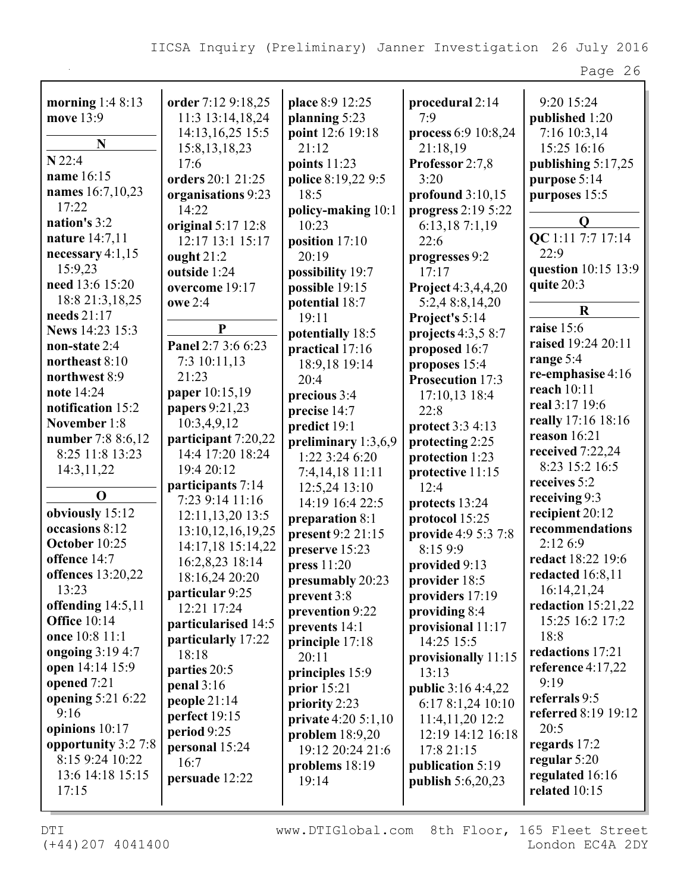**morning** 1:4 8:13
**move** 13:9

**N**

**N** 22:4
**name** 16:15
**names** 16:7,10,23 17:22
**nation's** 3:2
**nature** 14:7,11
**necessary** 4:1,15 15:9,23
**need** 13:6 15:20 18:8 21:3,18,25
**needs** 21:17
**News** 14:23 15:3
**non-state** 2:4
**northeast** 8:10
**northwest** 8:9
**note** 14:24
**notification** 15:2
**November** 1:8
**number** 7:8 8:6,12 8:25 11:8 13:23 14:3,11,22

**O**

**obviously** 15:12
**occasions** 8:12
**October** 10:25
**offence** 14:7
**offences** 13:20,22 13:23
**offending** 14:5,11
**Office** 10:14
**once** 10:8 11:1
**ongoing** 3:19 4:7
**open** 14:14 15:9
**opened** 7:21
**opening** 5:21 6:22 9:16
**opinions** 10:17
**opportunity** 3:2 7:8 8:15 9:24 10:22 13:6 14:18 15:15 17:15

**order** 7:12 9:18,25 11:3 13:14,18,24 14:13,16,25 15:5 15:8,13,18,23 17:6
**orders** 20:1 21:25
**organisations** 9:23 14:22
**original** 5:17 12:8 12:17 13:1 15:17
**ought** 21:2
**outside** 1:24
**overcome** 19:17
**owe** 2:4

**P**

**Panel** 2:7 3:6 6:23 7:3 10:11,13 21:23
**paper** 10:15,19
**papers** 9:21,23 10:3,4,9,12
**participant** 7:20,22 14:4 17:20 18:24 19:4 20:12
**participants** 7:14 7:23 9:14 11:16 12:11,13,20 13:5 13:10,12,16,19,25 14:17,18 15:14,22 16:2,8,23 18:14 18:16,24 20:20
**particular** 9:25 12:21 17:24
**particularised** 14:5
**particularly** 17:22 18:18
**parties** 20:5
**penal** 3:16
**people** 21:14
**perfect** 19:15
**period** 9:25
**personal** 15:24 16:7
**persuade** 12:22

**place** 8:9 12:25
**planning** 5:23
**point** 12:6 19:18 21:12
**points** 11:23
**police** 8:19,22 9:5 18:5
**policy-making** 10:1 10:23
**position** 17:10 20:19
**possibility** 19:7
**possible** 19:15
**potential** 18:7 19:11
**potentially** 18:5
**practical** 17:16 18:9,18 19:14 20:4
**precious** 3:4
**precise** 14:7
**predict** 19:1
**preliminary** 1:3,6,9 1:22 3:24 6:20 7:4,14,18 11:11 12:5,24 13:10 14:19 16:4 22:5
**preparation** 8:1
**present** 9:2 21:15
**preserve** 15:23
**press** 11:20
**presumably** 20:23
**prevent** 3:8
**prevention** 9:22
**prevents** 14:1
**principle** 17:18 20:11
**principles** 15:9
**prior** 15:21
**priority** 2:23
**private** 4:20 5:1,10
**problem** 18:9,20 19:12 20:24 21:6
**problems** 18:19 19:14

**procedural** 2:14 7:9
**process** 6:9 10:8,24 21:18,19
**Professor** 2:7,8 3:20
**profound** 3:10,15
**progress** 2:19 5:22 6:13,18 7:1,19 22:6
**progresses** 9:2 17:17
**Project** 4:3,4,4,20 5:2,4 8:8,14,20
**Project's** 5:14
**projects** 4:3,5 8:7
**proposed** 16:7
**proposes** 15:4
**Prosecution** 17:3 17:10,13 18:4 22:8
**protect** 3:3 4:13
**protecting** 2:25
**protection** 1:23
**protective** 11:15 12:4
**protects** 13:24
**protocol** 15:25
**provide** 4:9 5:3 7:8 8:15 9:9
**provided** 9:13
**provider** 18:5
**providers** 17:19
**providing** 8:4
**provisional** 11:17 14:25 15:5
**provisionally** 11:15 13:13
**public** 3:16 4:4,22 6:17 8:1,24 10:10 11:4,11,20 12:2 12:19 14:12 16:18 17:8 21:15
**publication** 5:19
**publish** 5:6,20,23

9:20 15:24
**published** 1:20 7:16 10:3,14 15:25 16:16
**publishing** 5:17,25
**purpose** 5:14
**purposes** 15:5

**Q**

**QC** 1:11 7:7 17:14 22:9
**question** 10:15 13:9
**quite** 20:3

**R**

**raise** 15:6
**raised** 19:24 20:11
**range** 5:4
**re-emphasise** 4:16
**reach** 10:11
**real** 3:17 19:6
**really** 17:16 18:16
**reason** 16:21
**received** 7:22,24 8:23 15:2 16:5
**receives** 5:2
**receiving** 9:3
**recipient** 20:12
**recommendations** 2:12 6:9
**redact** 18:22 19:6
**redacted** 16:8,11 16:14,21,24
**redaction** 15:21,22 15:25 16:2 17:2 18:8
**redactions** 17:21
**reference** 4:17,22 9:19
**referrals** 9:5
**referred** 8:19 19:12 20:5
**regards** 17:2
**regular** 5:20
**regulated** 16:16
**related** 10:15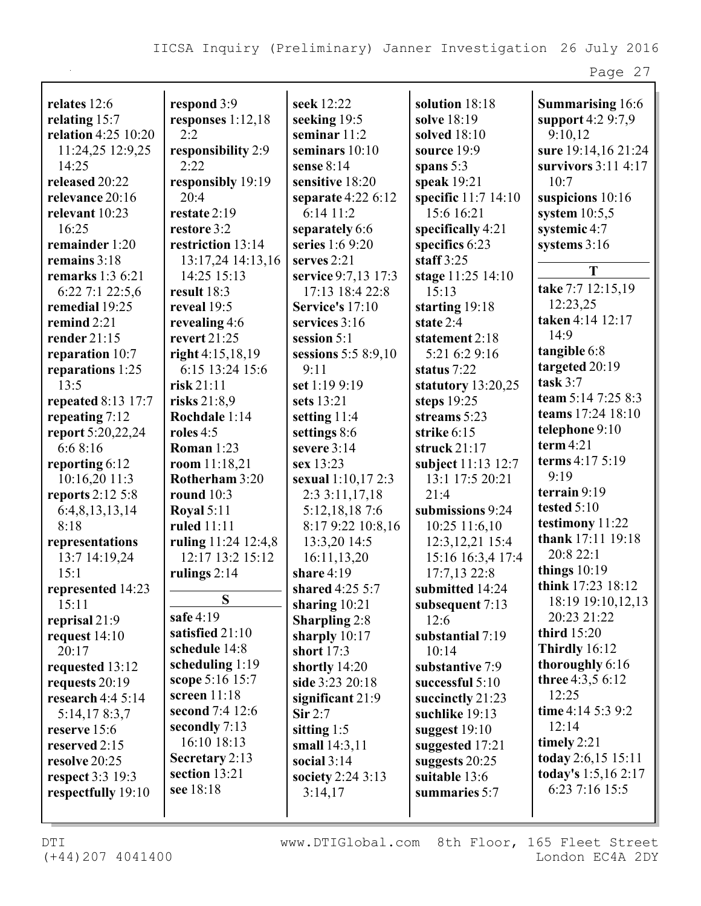**relates** 12:6
**relating** 15:7
**relation** 4:25 10:20 11:24,25 12:9,25 14:25
**released** 20:22
**relevance** 20:16
**relevant** 10:23 16:25
**remainder** 1:20
**remains** 3:18
**remarks** 1:3 6:21 6:22 7:1 22:5,6
**remedial** 19:25
**remind** 2:21
**render** 21:15
**reparation** 10:7
**reparations** 1:25 13:5
**repeated** 8:13 17:7
**repeating** 7:12
**report** 5:20,22,24 6:6 8:16
**reporting** 6:12 10:16,20 11:3
**reports** 2:12 5:8 6:4,8,13,13,14 8:18
**representations** 13:7 14:19,24 15:1
**represented** 14:23 15:11
**reprisal** 21:9
**request** 14:10 20:17
**requested** 13:12
**requests** 20:19
**research** 4:4 5:14 5:14,17 8:3,7
**reserve** 15:6
**reserved** 2:15
**resolve** 20:25
**respect** 3:3 19:3
**respectfully** 19:10

**respond** 3:9
**responses** 1:12,18 2:2
**responsibility** 2:9 2:22
**responsibly** 19:19 20:4
**restate** 2:19
**restore** 3:2
**restriction** 13:14 13:17,24 14:13,16 14:25 15:13
**result** 18:3
**reveal** 19:5
**revealing** 4:6
**revert** 21:25
**right** 4:15,18,19 6:15 13:24 15:6
**risk** 21:11
**risks** 21:8,9
**Rochdale** 1:14
**roles** 4:5
**Roman** 1:23
**room** 11:18,21
**Rotherham** 3:20
**round** 10:3
**Royal** 5:11
**ruled** 11:11
**ruling** 11:24 12:4,8 12:17 13:2 15:12
**rulings** 2:14

**S**

**safe** 4:19
**satisfied** 21:10
**schedule** 14:8
**scheduling** 1:19
**scope** 5:16 15:7
**screen** 11:18
**second** 7:4 12:6
**secondly** 7:13 16:10 18:13
**Secretary** 2:13
**section** 13:21
**see** 18:18

**seek** 12:22
**seeking** 19:5
**seminar** 11:2
**seminars** 10:10
**sense** 8:14
**sensitive** 18:20
**separate** 4:22 6:12 6:14 11:2
**separately** 6:6
**series** 1:6 9:20
**serves** 2:21
**service** 9:7,13 17:3 17:13 18:4 22:8
**Service's** 17:10
**services** 3:16
**session** 5:1
**sessions** 5:5 8:9,10 9:11
**set** 1:19 9:19
**sets** 13:21
**setting** 11:4
**settings** 8:6
**severe** 3:14
**sex** 13:23
**sexual** 1:10,17 2:3 2:3 3:11,17,18 5:12,18,18 7:6 8:17 9:22 10:8,16 13:3,20 14:5 16:11,13,20
**share** 4:19
**shared** 4:25 5:7
**sharing** 10:21
**Sharpling** 2:8
**sharply** 10:17
**short** 17:3
**shortly** 14:20
**side** 3:23 20:18
**significant** 21:9
**Sir** 2:7
**sitting** 1:5
**small** 14:3,11
**social** 3:14
**society** 2:24 3:13 3:14,17

**solution** 18:18
**solve** 18:19
**solved** 18:10
**source** 19:9
**spans** 5:3
**speak** 19:21
**specific** 11:7 14:10 15:6 16:21
**specifically** 4:21
**specifics** 6:23
**staff** 3:25
**stage** 11:25 14:10 15:13
**starting** 19:18
**state** 2:4
**statement** 2:18 5:21 6:2 9:16
**status** 7:22
**statutory** 13:20,25
**steps** 19:25
**streams** 5:23
**strike** 6:15
**struck** 21:17
**subject** 11:13 12:7 13:1 17:5 20:21 21:4
**submissions** 9:24 10:25 11:6,10 12:3,12,21 15:4 15:16 16:3,4 17:4 17:7,13 22:8
**submitted** 14:24
**subsequent** 7:13 12:6
**substantial** 7:19 10:14
**substantive** 7:9
**successful** 5:10
**succinctly** 21:23
**suchlike** 19:13
**suggest** 19:10
**suggested** 17:21
**suggests** 20:25
**suitable** 13:6
**summaries** 5:7

**Summarising** 16:6
**support** 4:2 9:7,9 9:10,12
**sure** 19:14,16 21:24
**survivors** 3:11 4:17 10:7
**suspicions** 10:16
**system** 10:5,5
**systemic** 4:7
**systems** 3:16

**T**

**take** 7:7 12:15,19 12:23,25
**taken** 4:14 12:17 14:9
**tangible** 6:8
**targeted** 20:19
**task** 3:7
**team** 5:14 7:25 8:3
**teams** 17:24 18:10
**telephone** 9:10
**term** 4:21
**terms** 4:17 5:19 9:19
**terrain** 9:19
**tested** 5:10
**testimony** 11:22
**thank** 17:11 19:18 20:8 22:1
**things** 10:19
**think** 17:23 18:12 18:19 19:10,12,13 20:23 21:22
**third** 15:20
**Thirdly** 16:12
**thoroughly** 6:16
**three** 4:3,5 6:12 12:25
**time** 4:14 5:3 9:2 12:14
**timely** 2:21
**today** 2:6,15 15:11
**today's** 1:5,16 2:17 6:23 7:16 15:5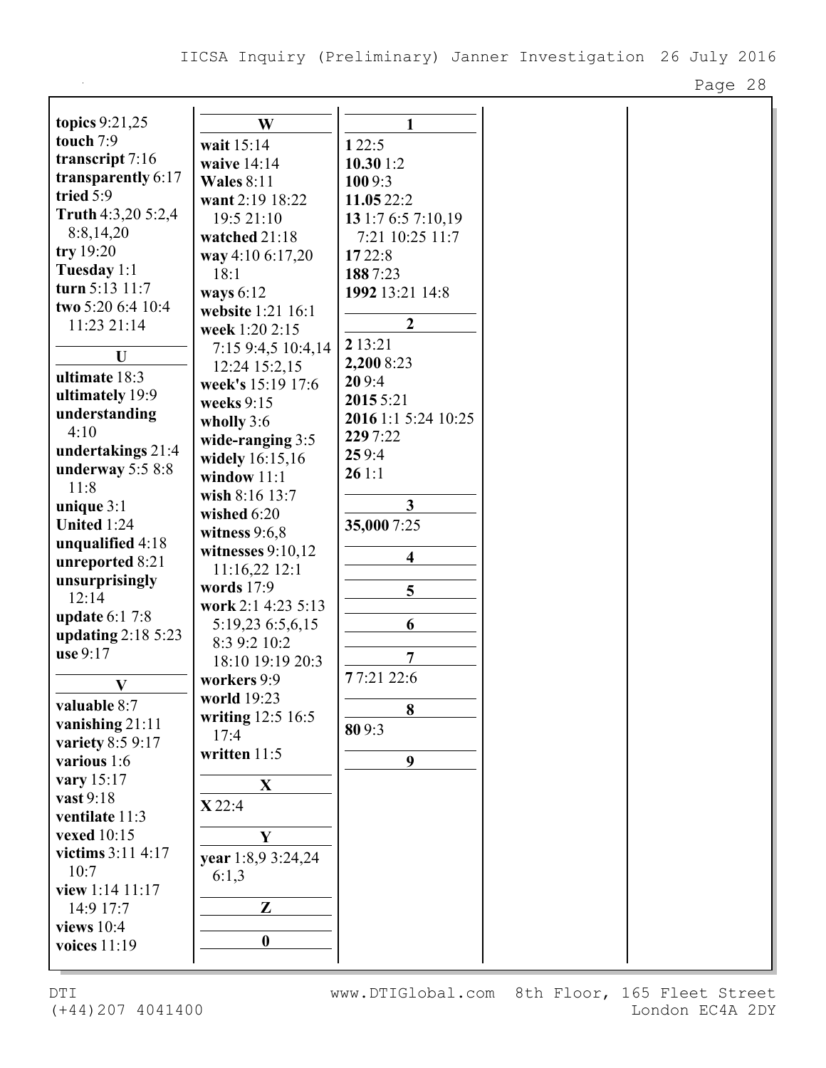**topics** 9:21,25
**touch** 7:9
**transcript** 7:16
**transparently** 6:17
**tried** 5:9
**Truth** 4:3,20 5:2,4 8:8,14,20
**try** 19:20
**Tuesday** 1:1
**turn** 5:13 11:7
**two** 5:20 6:4 10:4 11:23 21:14

**U**

**ultimate** 18:3
**ultimately** 19:9
**understanding** 4:10
**undertakings** 21:4
**underway** 5:5 8:8 11:8
**unique** 3:1
**United** 1:24
**unqualified** 4:18
**unreported** 8:21
**unsurprisingly** 12:14
**update** 6:1 7:8
**updating** 2:18 5:23
**use** 9:17

**V**

**valuable** 8:7
**vanishing** 21:11
**variety** 8:5 9:17
**various** 1:6
**vary** 15:17
**vast** 9:18
**ventilate** 11:3
**vexed** 10:15
**victims** 3:11 4:17 10:7
**view** 1:14 11:17 14:9 17:7
**views** 10:4
**voices** 11:19

**W**

**wait** 15:14
**waive** 14:14
**Wales** 8:11
**want** 2:19 18:22 19:5 21:10
**watched** 21:18
**way** 4:10 6:17,20 18:1
**ways** 6:12
**website** 1:21 16:1
**week** 1:20 2:15 7:15 9:4,5 10:4,14 12:24 15:2,15
**week's** 15:19 17:6
**weeks** 9:15
**wholly** 3:6
**wide-ranging** 3:5
**widely** 16:15,16
**window** 11:1
**wish** 8:16 13:7
**wished** 6:20
**witness** 9:6,8
**witnesses** 9:10,12 11:16,22 12:1
**words** 17:9
**work** 2:1 4:23 5:13 5:19,23 6:5,6,15 8:3 9:2 10:2 18:10 19:19 20:3
**workers** 9:9
**world** 19:23
**writing** 12:5 16:5 17:4
**written** 11:5

**X**

**X** 22:4

**Y**

**year** 1:8,9 3:24,24 6:1,3

**Z**

**0**

**1**

**1** 22:5
**10.30** 1:2
**100** 9:3
**11.05** 22:2
**13** 1:7 6:5 7:10,19 7:21 10:25 11:7
**17** 22:8
**188** 7:23
**1992** 13:21 14:8

**2**

**2** 13:21
**2,200** 8:23
**20** 9:4
**2015** 5:21
**2016** 1:1 5:24 10:25
**229** 7:22
**25** 9:4
**26** 1:1

**3**

**35,000** 7:25

**4**

**5**

**6**

**7**

**7** 7:21 22:6

**8**

**80** 9:3

**9**